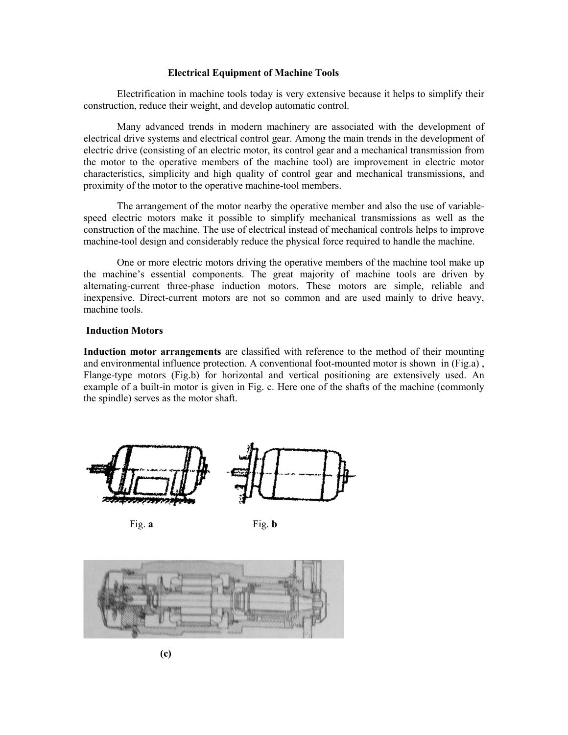# Electrical Equipment of Machine Tools

Electrification in machine tools today is very extensive because it helps to simplify their construction, reduce their weight, and develop automatic control.

Many advanced trends in modern machinery are associated with the development of electrical drive systems and electrical control gear. Among the main trends in the development of electric drive (consisting of an electric motor, its control gear and a mechanical transmission from the motor to the operative members of the machine tool) are improvement in electric motor characteristics, simplicity and high quality of control gear and mechanical transmissions, and proximity of the motor to the operative machine-tool members.

The arrangement of the motor nearby the operative member and also the use of variable-speed electric motors make it possible to simplify mechanical transmissions as well as the construction of the machine. The use of electrical instead of mechanical controls helps to improve machine-tool design and considerably reduce the physical force required to handle the machine.

One or more electric motors driving the operative members of the machine tool make up the machine's essential components. The great majority of machine tools are driven by alternating-current three-phase induction motors. These motors are simple, reliable and inexpensive. Direct-current motors are not so common and are used mainly to drive heavy, machine tools.

## Induction Motors

**Induction motor arrangements** are classified with reference to the method of their mounting and environmental influence protection. A conventional foot-mounted motor is shown in (Fig.a) , Flange-type motors (Fig.b) for horizontal and vertical positioning are extensively used. An example of a built-in motor is given in Fig. c. Here one of the shafts of the machine (commonly the spindle) serves as the motor shaft.

Fig. **a**

Fig. **b**

**(c)**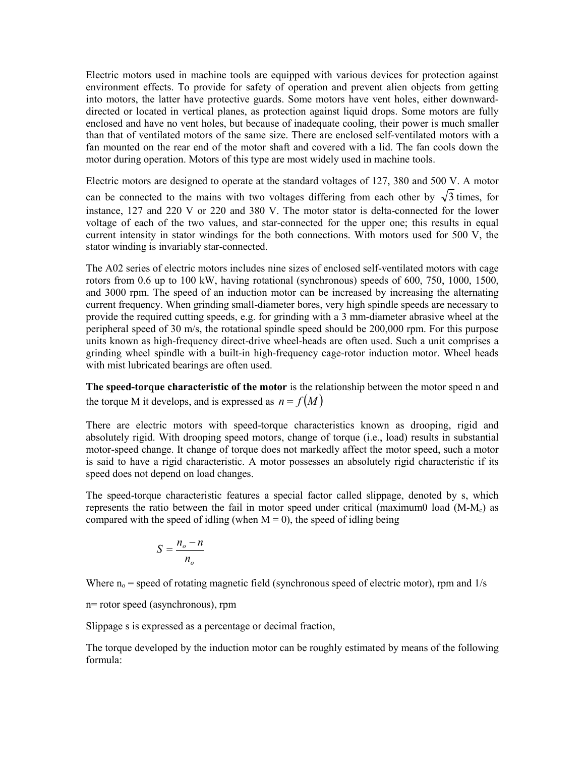Electric motors used in machine tools are equipped with various devices for protection against environment effects. To provide for safety of operation and prevent alien objects from getting into motors, the latter have protective guards. Some motors have vent holes, either downward-directed or located in vertical planes, as protection against liquid drops. Some motors are fully enclosed and have no vent holes, but because of inadequate cooling, their power is much smaller than that of ventilated motors of the same size. There are enclosed self-ventilated motors with a fan mounted on the rear end of the motor shaft and covered with a lid. The fan cools down the motor during operation. Motors of this type are most widely used in machine tools.

Electric motors are designed to operate at the standard voltages of 127, 380 and 500 V. A motor can be connected to the mains with two voltages differing from each other by $\sqrt{3}$ times, for instance, 127 and 220 V or 220 and 380 V. The motor stator is delta-connected for the lower voltage of each of the two values, and star-connected for the upper one; this results in equal current intensity in stator windings for the both connections. With motors used for 500 V, the stator winding is invariably star-connected.

The A02 series of electric motors includes nine sizes of enclosed self-ventilated motors with cage rotors from 0.6 up to 100 kW, having rotational (synchronous) speeds of 600, 750, 1000, 1500, and 3000 rpm. The speed of an induction motor can be increased by increasing the alternating current frequency. When grinding small-diameter bores, very high spindle speeds are necessary to provide the required cutting speeds, e.g. for grinding with a 3 mm-diameter abrasive wheel at the peripheral speed of 30 m/s, the rotational spindle speed should be 200,000 rpm. For this purpose units known as high-frequency direct-drive wheel-heads are often used. Such a unit comprises a grinding wheel spindle with a built-in high-frequency cage-rotor induction motor. Wheel heads with mist lubricated bearings are often used.

**The speed-torque characteristic of the motor** is the relationship between the motor speed n and the torque M it develops, and is expressed as $n = f(M)$

There are electric motors with speed-torque characteristics known as drooping, rigid and absolutely rigid. With drooping speed motors, change of torque (i.e., load) results in substantial motor-speed change. It change of torque does not markedly affect the motor speed, such a motor is said to have a rigid characteristic. A motor possesses an absolutely rigid characteristic if its speed does not depend on load changes.

The speed-torque characteristic features a special factor called slippage, denoted by s, which represents the ratio between the fail in motor speed under critical (maximum0 load ($M$-$M_c$) as compared with the speed of idling (when M = 0), the speed of idling being

$$S = \frac{n_o - n}{n_o}$$

Where $n_o$ = speed of rotating magnetic field (synchronous speed of electric motor), rpm and 1/s

n= rotor speed (asynchronous), rpm

Slippage s is expressed as a percentage or decimal fraction,

The torque developed by the induction motor can be roughly estimated by means of the following formula: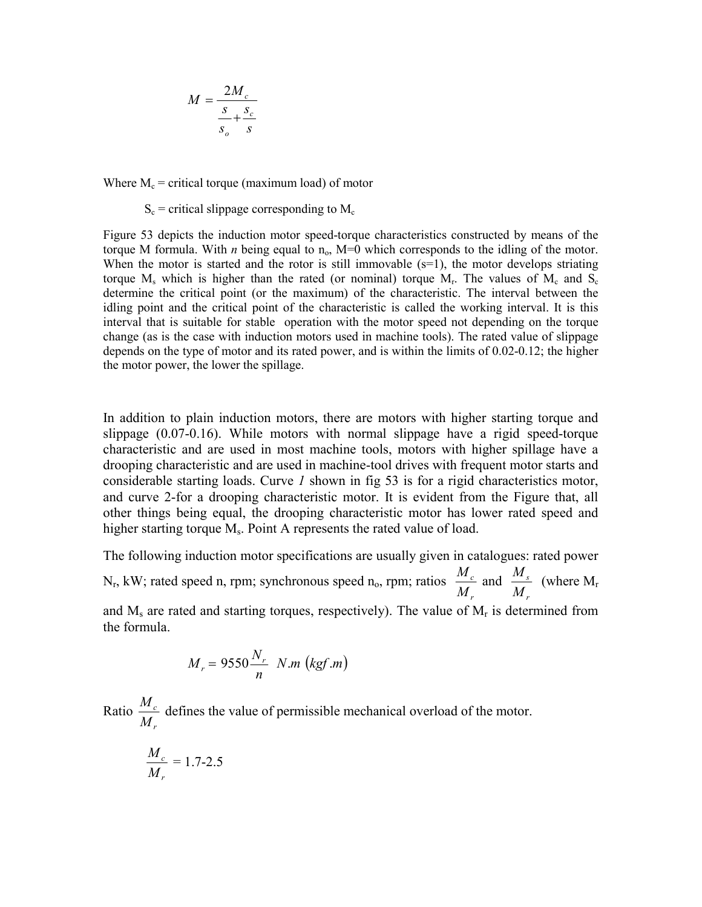$$M = \frac{2M_c}{\frac{s}{s_o} + \frac{s_c}{s}}$$

Where $M_c$ = critical torque (maximum load) of motor

$S_c$ = critical slippage corresponding to $M_c$

Figure 53 depicts the induction motor speed-torque characteristics constructed by means of the torque M formula. With *n* being equal to $n_o$, M=0 which corresponds to the idling of the motor. When the motor is started and the rotor is still immovable (s=1), the motor develops striating torque $M_s$ which is higher than the rated (or nominal) torque $M_r$. The values of $M_c$ and $S_c$ determine the critical point (or the maximum) of the characteristic. The interval between the idling point and the critical point of the characteristic is called the working interval. It is this interval that is suitable for stable operation with the motor speed not depending on the torque change (as is the case with induction motors used in machine tools). The rated value of slippage depends on the type of motor and its rated power, and is within the limits of 0.02-0.12; the higher the motor power, the lower the spillage.

In addition to plain induction motors, there are motors with higher starting torque and slippage (0.07-0.16). While motors with normal slippage have a rigid speed-torque characteristic and are used in most machine tools, motors with higher spillage have a drooping characteristic and are used in machine-tool drives with frequent motor starts and considerable starting loads. Curve *1* shown in fig 53 is for a rigid characteristics motor, and curve 2-for a drooping characteristic motor. It is evident from the Figure that, all other things being equal, the drooping characteristic motor has lower rated speed and higher starting torque $M_s$. Point A represents the rated value of load.

The following induction motor specifications are usually given in catalogues: rated power $N_r$, kW; rated speed n, rpm; synchronous speed $n_o$, rpm; ratios $\frac{M_c}{M_r}$ and $\frac{M_s}{M_r}$ (where $M_r$ and $M_s$ are rated and starting torques, respectively). The value of $M_r$ is determined from the formula.

$$M_r = 9550 \frac{N_r}{n} \ N.m \ (kgf.m)$$

Ratio $\frac{M_c}{M_r}$ defines the value of permissible mechanical overload of the motor.

$$\frac{M_c}{M_r} = 1.7\text{-}2.5$$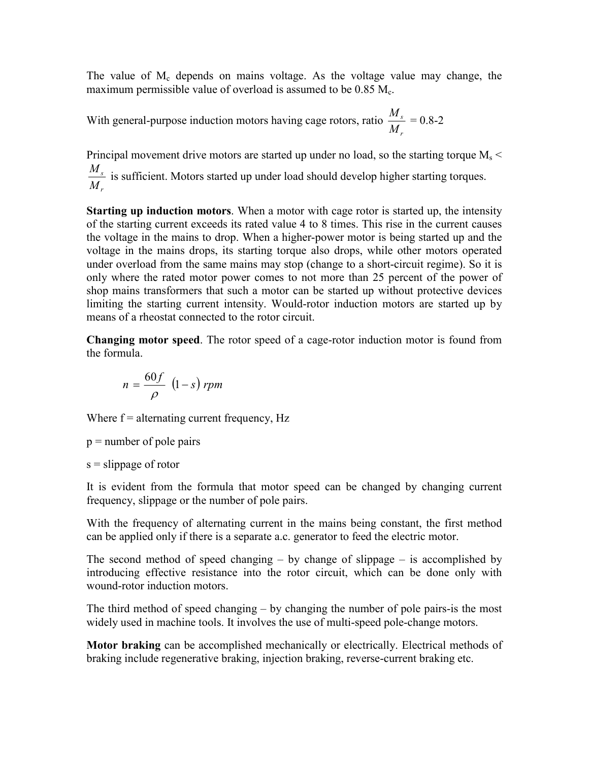The value of $M_c$ depends on mains voltage. As the voltage value may change, the maximum permissible value of overload is assumed to be 0.85 $M_c$.

With general-purpose induction motors having cage rotors, ratio $\frac{M_s}{M_r}$ = 0.8-2

Principal movement drive motors are started up under no load, so the starting torque $M_s < \frac{M_s}{M_r}$ is sufficient. Motors started up under load should develop higher starting torques.

**Starting up induction motors**. When a motor with cage rotor is started up, the intensity of the starting current exceeds its rated value 4 to 8 times. This rise in the current causes the voltage in the mains to drop. When a higher-power motor is being started up and the voltage in the mains drops, its starting torque also drops, while other motors operated under overload from the same mains may stop (change to a short-circuit regime). So it is only where the rated motor power comes to not more than 25 percent of the power of shop mains transformers that such a motor can be started up without protective devices limiting the starting current intensity. Would-rotor induction motors are started up by means of a rheostat connected to the rotor circuit.

**Changing motor speed**. The rotor speed of a cage-rotor induction motor is found from the formula.

$$n = \frac{60f}{\rho}\ (1-s)\ rpm$$

Where f = alternating current frequency, Hz

p = number of pole pairs

s = slippage of rotor

It is evident from the formula that motor speed can be changed by changing current frequency, slippage or the number of pole pairs.

With the frequency of alternating current in the mains being constant, the first method can be applied only if there is a separate a.c. generator to feed the electric motor.

The second method of speed changing – by change of slippage – is accomplished by introducing effective resistance into the rotor circuit, which can be done only with wound-rotor induction motors.

The third method of speed changing – by changing the number of pole pairs-is the most widely used in machine tools. It involves the use of multi-speed pole-change motors.

**Motor braking** can be accomplished mechanically or electrically. Electrical methods of braking include regenerative braking, injection braking, reverse-current braking etc.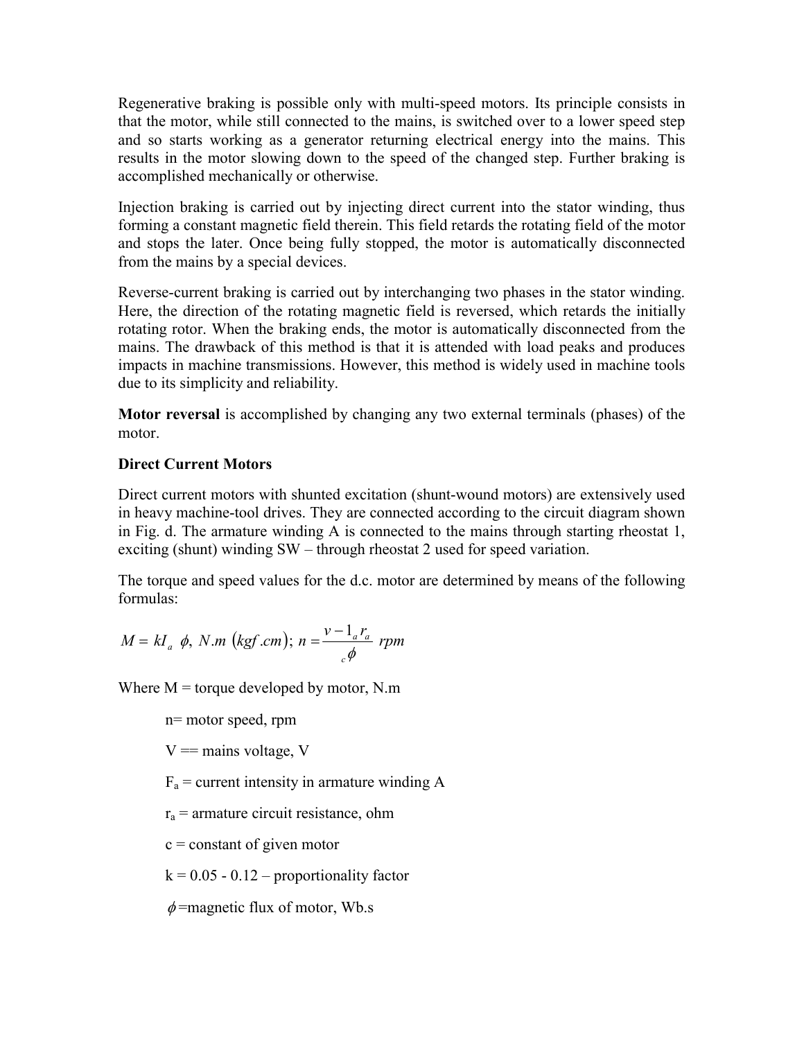Regenerative braking is possible only with multi-speed motors. Its principle consists in that the motor, while still connected to the mains, is switched over to a lower speed step and so starts working as a generator returning electrical energy into the mains. This results in the motor slowing down to the speed of the changed step. Further braking is accomplished mechanically or otherwise.

Injection braking is carried out by injecting direct current into the stator winding, thus forming a constant magnetic field therein. This field retards the rotating field of the motor and stops the later. Once being fully stopped, the motor is automatically disconnected from the mains by a special devices.

Reverse-current braking is carried out by interchanging two phases in the stator winding. Here, the direction of the rotating magnetic field is reversed, which retards the initially rotating rotor. When the braking ends, the motor is automatically disconnected from the mains. The drawback of this method is that it is attended with load peaks and produces impacts in machine transmissions. However, this method is widely used in machine tools due to its simplicity and reliability.

**Motor reversal** is accomplished by changing any two external terminals (phases) of the motor.

**Direct Current Motors**

Direct current motors with shunted excitation (shunt-wound motors) are extensively used in heavy machine-tool drives. They are connected according to the circuit diagram shown in Fig. d. The armature winding A is connected to the mains through starting rheostat 1, exciting (shunt) winding SW – through rheostat 2 used for speed variation.

The torque and speed values for the d.c. motor are determined by means of the following formulas:

$$M = kI_a \ \phi, \ N.m \ (kgf.cm); \ n = \frac{v - 1_a r_a}{{}_c\phi} \ rpm$$

Where M = torque developed by motor, N.m

n= motor speed, rpm

V == mains voltage, V

$F_a$ = current intensity in armature winding A

$r_a$ = armature circuit resistance, ohm

c = constant of given motor

k = 0.05 - 0.12 – proportionality factor

$\phi$=magnetic flux of motor, Wb.s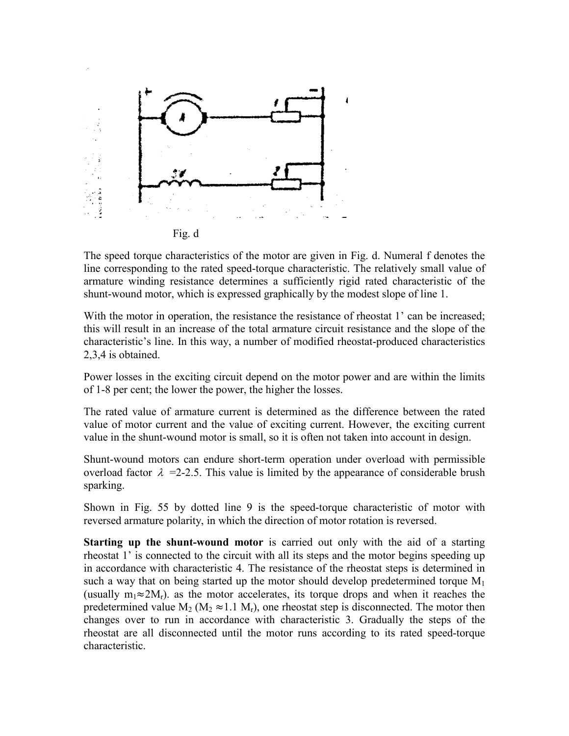Fig. d

The speed torque characteristics of the motor are given in Fig. d. Numeral f denotes the line corresponding to the rated speed-torque characteristic. The relatively small value of armature winding resistance determines a sufficiently rigid rated characteristic of the shunt-wound motor, which is expressed graphically by the modest slope of line 1.

With the motor in operation, the resistance the resistance of rheostat 1' can be increased; this will result in an increase of the total armature circuit resistance and the slope of the characteristic's line. In this way, a number of modified rheostat-produced characteristics 2,3,4 is obtained.

Power losses in the exciting circuit depend on the motor power and are within the limits of 1-8 per cent; the lower the power, the higher the losses.

The rated value of armature current is determined as the difference between the rated value of motor current and the value of exciting current. However, the exciting current value in the shunt-wound motor is small, so it is often not taken into account in design.

Shunt-wound motors can endure short-term operation under overload with permissible overload factor $\lambda$ =2-2.5. This value is limited by the appearance of considerable brush sparking.

Shown in Fig. 55 by dotted line 9 is the speed-torque characteristic of motor with reversed armature polarity, in which the direction of motor rotation is reversed.

**Starting up the shunt-wound motor** is carried out only with the aid of a starting rheostat 1' is connected to the circuit with all its steps and the motor begins speeding up in accordance with characteristic 4. The resistance of the rheostat steps is determined in such a way that on being started up the motor should develop predetermined torque $M_1$ (usually $m_1 \approx 2M_r$). as the motor accelerates, its torque drops and when it reaches the predetermined value $M_2$ ($M_2 \approx 1.1\ M_r$), one rheostat step is disconnected. The motor then changes over to run in accordance with characteristic 3. Gradually the steps of the rheostat are all disconnected until the motor runs according to its rated speed-torque characteristic.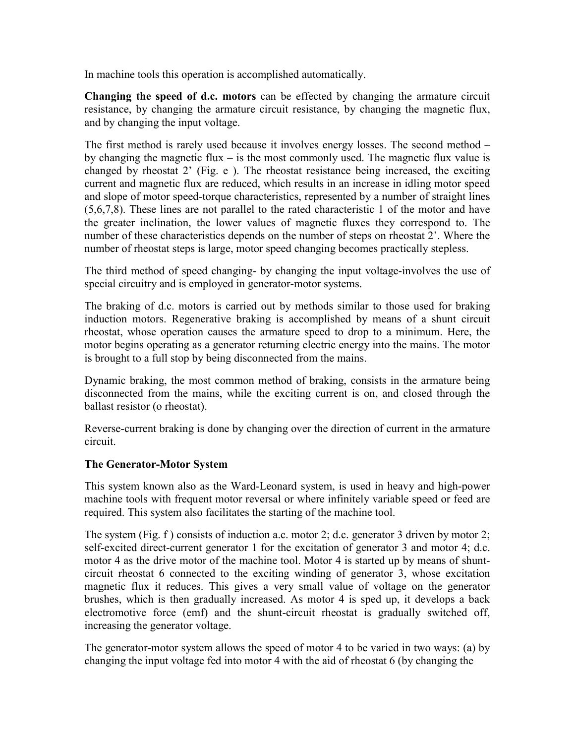In machine tools this operation is accomplished automatically.

**Changing the speed of d.c. motors** can be effected by changing the armature circuit resistance, by changing the armature circuit resistance, by changing the magnetic flux, and by changing the input voltage.

The first method is rarely used because it involves energy losses. The second method – by changing the magnetic flux – is the most commonly used. The magnetic flux value is changed by rheostat 2' (Fig. e ). The rheostat resistance being increased, the exciting current and magnetic flux are reduced, which results in an increase in idling motor speed and slope of motor speed-torque characteristics, represented by a number of straight lines (5,6,7,8). These lines are not parallel to the rated characteristic 1 of the motor and have the greater inclination, the lower values of magnetic fluxes they correspond to. The number of these characteristics depends on the number of steps on rheostat 2'. Where the number of rheostat steps is large, motor speed changing becomes practically stepless.

The third method of speed changing- by changing the input voltage-involves the use of special circuitry and is employed in generator-motor systems.

The braking of d.c. motors is carried out by methods similar to those used for braking induction motors. Regenerative braking is accomplished by means of a shunt circuit rheostat, whose operation causes the armature speed to drop to a minimum. Here, the motor begins operating as a generator returning electric energy into the mains. The motor is brought to a full stop by being disconnected from the mains.

Dynamic braking, the most common method of braking, consists in the armature being disconnected from the mains, while the exciting current is on, and closed through the ballast resistor (o rheostat).

Reverse-current braking is done by changing over the direction of current in the armature circuit.

**The Generator-Motor System**

This system known also as the Ward-Leonard system, is used in heavy and high-power machine tools with frequent motor reversal or where infinitely variable speed or feed are required. This system also facilitates the starting of the machine tool.

The system (Fig. f ) consists of induction a.c. motor 2; d.c. generator 3 driven by motor 2; self-excited direct-current generator 1 for the excitation of generator 3 and motor 4; d.c. motor 4 as the drive motor of the machine tool. Motor 4 is started up by means of shunt-circuit rheostat 6 connected to the exciting winding of generator 3, whose excitation magnetic flux it reduces. This gives a very small value of voltage on the generator brushes, which is then gradually increased. As motor 4 is sped up, it develops a back electromotive force (emf) and the shunt-circuit rheostat is gradually switched off, increasing the generator voltage.

The generator-motor system allows the speed of motor 4 to be varied in two ways: (a) by changing the input voltage fed into motor 4 with the aid of rheostat 6 (by changing the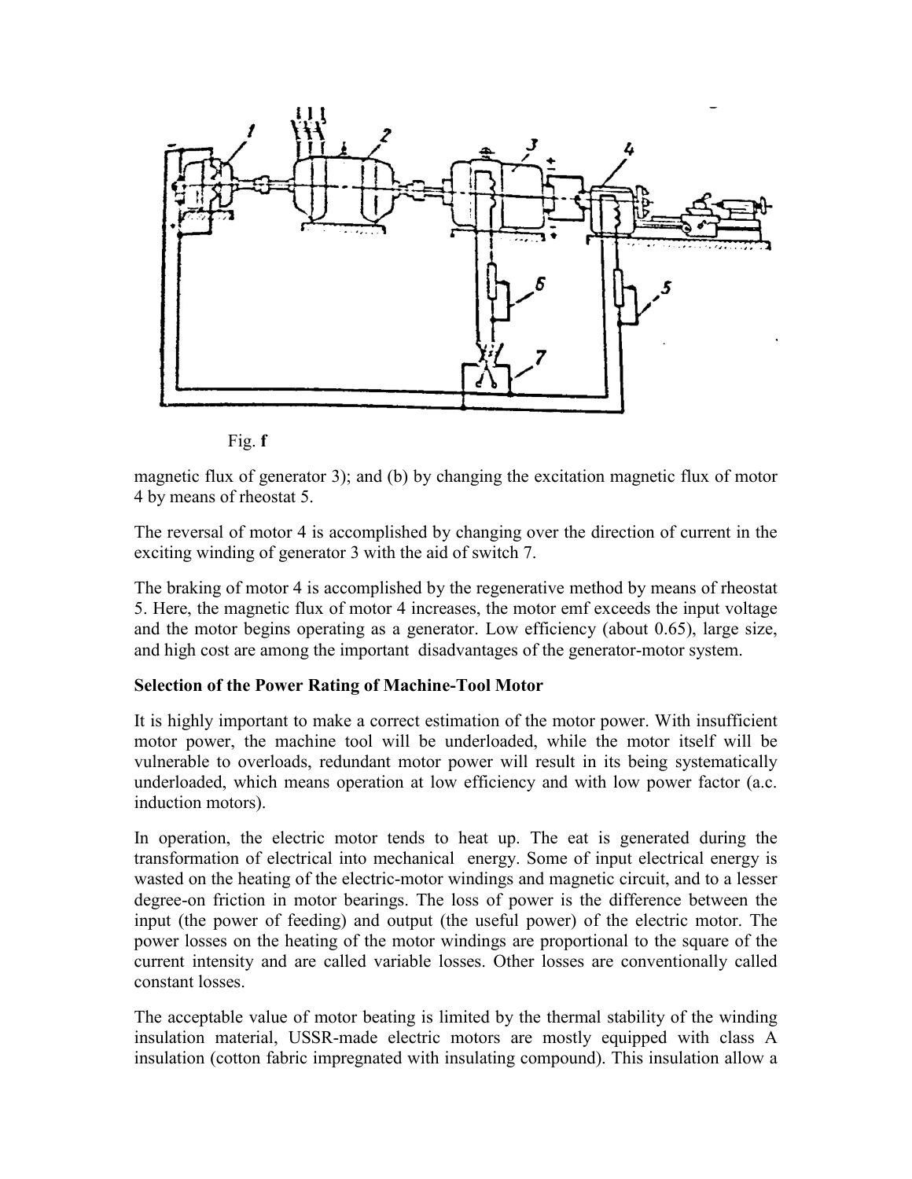Fig. **f**

magnetic flux of generator 3); and (b) by changing the excitation magnetic flux of motor 4 by means of rheostat 5.

The reversal of motor 4 is accomplished by changing over the direction of current in the exciting winding of generator 3 with the aid of switch 7.

The braking of motor 4 is accomplished by the regenerative method by means of rheostat 5. Here, the magnetic flux of motor 4 increases, the motor emf exceeds the input voltage and the motor begins operating as a generator. Low efficiency (about 0.65), large size, and high cost are among the important disadvantages of the generator-motor system.

**Selection of the Power Rating of Machine-Tool Motor**

It is highly important to make a correct estimation of the motor power. With insufficient motor power, the machine tool will be underloaded, while the motor itself will be vulnerable to overloads, redundant motor power will result in its being systematically underloaded, which means operation at low efficiency and with low power factor (a.c. induction motors).

In operation, the electric motor tends to heat up. The eat is generated during the transformation of electrical into mechanical energy. Some of input electrical energy is wasted on the heating of the electric-motor windings and magnetic circuit, and to a lesser degree-on friction in motor bearings. The loss of power is the difference between the input (the power of feeding) and output (the useful power) of the electric motor. The power losses on the heating of the motor windings are proportional to the square of the current intensity and are called variable losses. Other losses are conventionally called constant losses.

The acceptable value of motor beating is limited by the thermal stability of the winding insulation material, USSR-made electric motors are mostly equipped with class A insulation (cotton fabric impregnated with insulating compound). This insulation allow a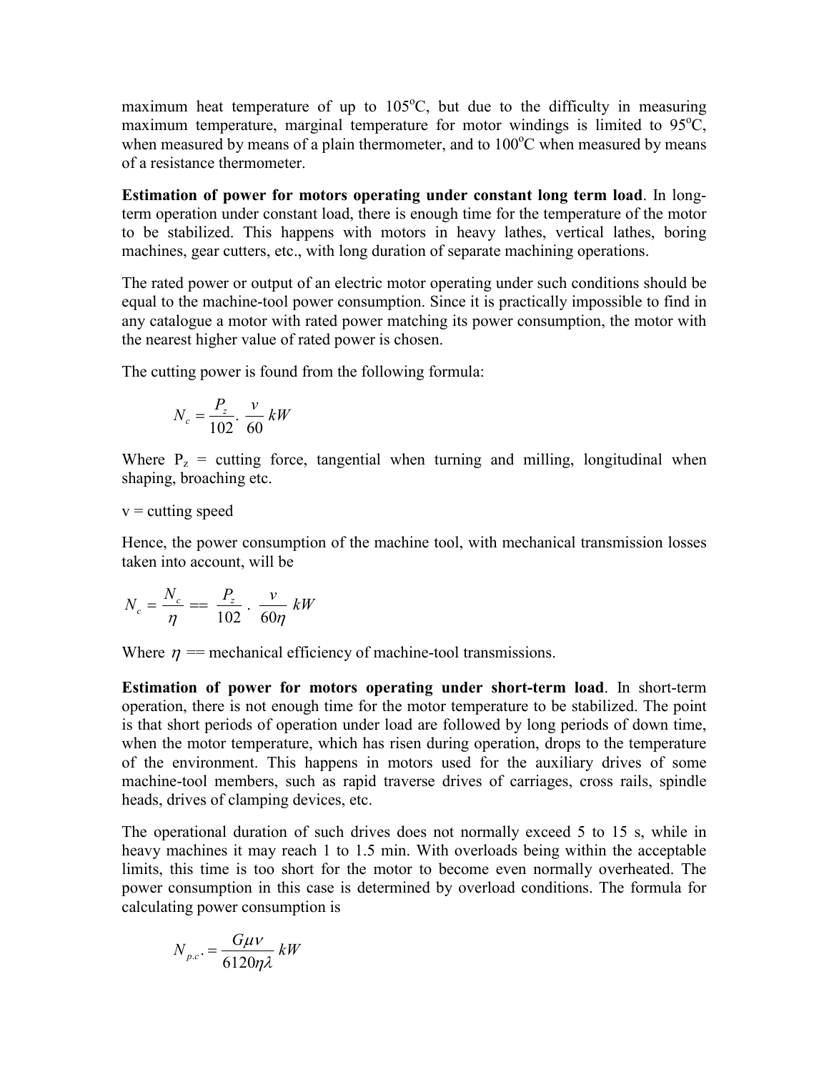maximum heat temperature of up to 105$^{o}$C, but due to the difficulty in measuring maximum temperature, marginal temperature for motor windings is limited to 95$^{o}$C, when measured by means of a plain thermometer, and to 100$^{o}$C when measured by means of a resistance thermometer.

**Estimation of power for motors operating under constant long term load**. In long-term operation under constant load, there is enough time for the temperature of the motor to be stabilized. This happens with motors in heavy lathes, vertical lathes, boring machines, gear cutters, etc., with long duration of separate machining operations.

The rated power or output of an electric motor operating under such conditions should be equal to the machine-tool power consumption. Since it is practically impossible to find in any catalogue a motor with rated power matching its power consumption, the motor with the nearest higher value of rated power is chosen.

The cutting power is found from the following formula:

$$N_c = \frac{P_z}{102} . \frac{v}{60} \ kW$$

Where $P_z$ = cutting force, tangential when turning and milling, longitudinal when shaping, broaching etc.

v = cutting speed

Hence, the power consumption of the machine tool, with mechanical transmission losses taken into account, will be

$$N_c = \frac{N_c}{\eta} == \frac{P_z}{102} . \frac{v}{60\eta} \ kW$$

Where $\eta$ == mechanical efficiency of machine-tool transmissions.

**Estimation of power for motors operating under short-term load**. In short-term operation, there is not enough time for the motor temperature to be stabilized. The point is that short periods of operation under load are followed by long periods of down time, when the motor temperature, which has risen during operation, drops to the temperature of the environment. This happens in motors used for the auxiliary drives of some machine-tool members, such as rapid traverse drives of carriages, cross rails, spindle heads, drives of clamping devices, etc.

The operational duration of such drives does not normally exceed 5 to 15 s, while in heavy machines it may reach 1 to 1.5 min. With overloads being within the acceptable limits, this time is too short for the motor to become even normally overheated. The power consumption in this case is determined by overload conditions. The formula for calculating power consumption is

$$N_{p.c.} = \frac{G\mu\nu}{6120\eta\lambda} \ kW$$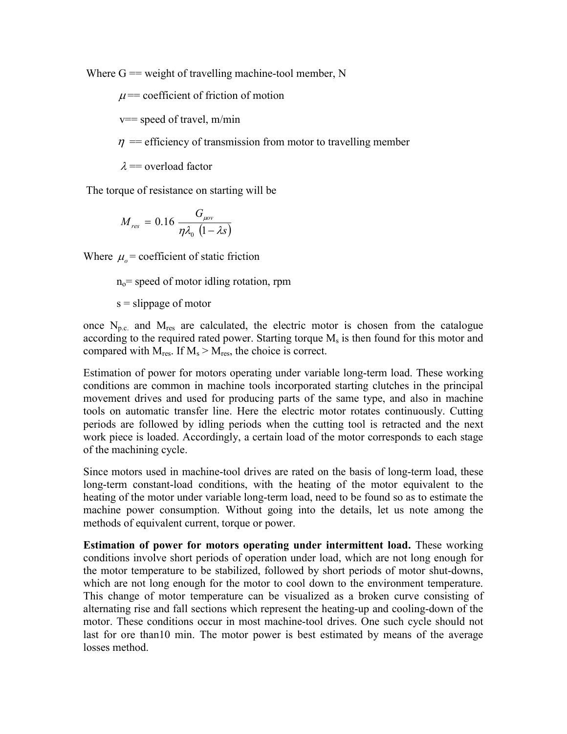Where G == weight of travelling machine-tool member, N

$\mu$== coefficient of friction of motion

v== speed of travel, m/min

$\eta$ == efficiency of transmission from motor to travelling member

$\lambda$ == overload factor

The torque of resistance on starting will be

$$M_{res} = 0.16 \frac{G_{\mu o v}}{\eta \lambda_0 \left(1 - \lambda s\right)}$$

Where $\mu_o$ = coefficient of static friction

$n_o$= speed of motor idling rotation, rpm

s = slippage of motor

once $N_{p.c.}$ and $M_{res}$ are calculated, the electric motor is chosen from the catalogue according to the required rated power. Starting torque $M_s$ is then found for this motor and compared with $M_{res}$. If $M_s > M_{res}$, the choice is correct.

Estimation of power for motors operating under variable long-term load. These working conditions are common in machine tools incorporated starting clutches in the principal movement drives and used for producing parts of the same type, and also in machine tools on automatic transfer line. Here the electric motor rotates continuously. Cutting periods are followed by idling periods when the cutting tool is retracted and the next work piece is loaded. Accordingly, a certain load of the motor corresponds to each stage of the machining cycle.

Since motors used in machine-tool drives are rated on the basis of long-term load, these long-term constant-load conditions, with the heating of the motor equivalent to the heating of the motor under variable long-term load, need to be found so as to estimate the machine power consumption. Without going into the details, let us note among the methods of equivalent current, torque or power.

**Estimation of power for motors operating under intermittent load.** These working conditions involve short periods of operation under load, which are not long enough for the motor temperature to be stabilized, followed by short periods of motor shut-downs, which are not long enough for the motor to cool down to the environment temperature. This change of motor temperature can be visualized as a broken curve consisting of alternating rise and fall sections which represent the heating-up and cooling-down of the motor. These conditions occur in most machine-tool drives. One such cycle should not last for ore than10 min. The motor power is best estimated by means of the average losses method.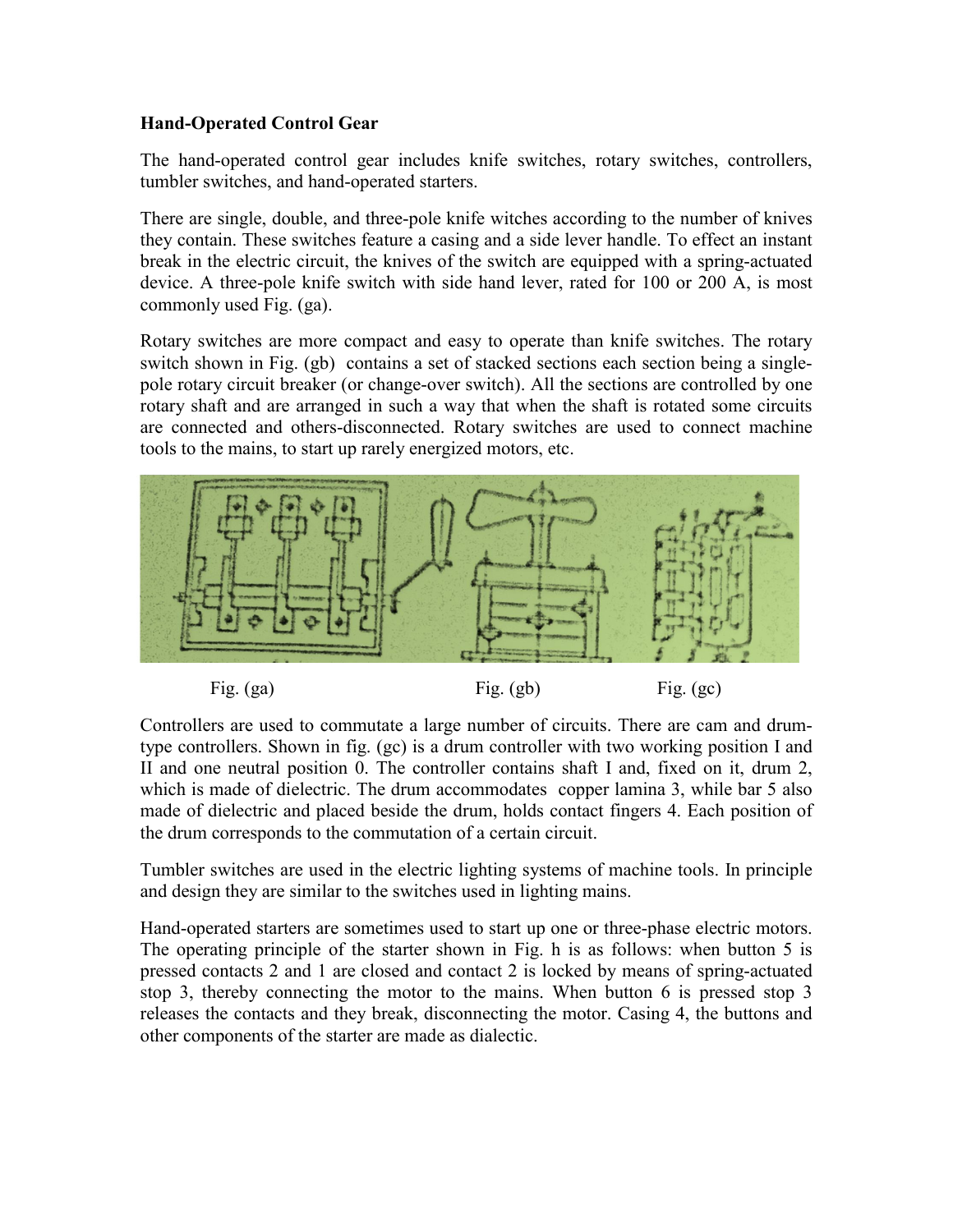**Hand-Operated Control Gear**

The hand-operated control gear includes knife switches, rotary switches, controllers, tumbler switches, and hand-operated starters.

There are single, double, and three-pole knife witches according to the number of knives they contain. These switches feature a casing and a side lever handle. To effect an instant break in the electric circuit, the knives of the switch are equipped with a spring-actuated device. A three-pole knife switch with side hand lever, rated for 100 or 200 A, is most commonly used Fig. (ga).

Rotary switches are more compact and easy to operate than knife switches. The rotary switch shown in Fig. (gb) contains a set of stacked sections each section being a single-pole rotary circuit breaker (or change-over switch). All the sections are controlled by one rotary shaft and are arranged in such a way that when the shaft is rotated some circuits are connected and others-disconnected. Rotary switches are used to connect machine tools to the mains, to start up rarely energized motors, etc.

Fig. (ga) Fig. (gb) Fig. (gc)

Controllers are used to commutate a large number of circuits. There are cam and drum-type controllers. Shown in fig. (gc) is a drum controller with two working position I and II and one neutral position 0. The controller contains shaft I and, fixed on it, drum 2, which is made of dielectric. The drum accommodates copper lamina 3, while bar 5 also made of dielectric and placed beside the drum, holds contact fingers 4. Each position of the drum corresponds to the commutation of a certain circuit.

Tumbler switches are used in the electric lighting systems of machine tools. In principle and design they are similar to the switches used in lighting mains.

Hand-operated starters are sometimes used to start up one or three-phase electric motors. The operating principle of the starter shown in Fig. h is as follows: when button 5 is pressed contacts 2 and 1 are closed and contact 2 is locked by means of spring-actuated stop 3, thereby connecting the motor to the mains. When button 6 is pressed stop 3 releases the contacts and they break, disconnecting the motor. Casing 4, the buttons and other components of the starter are made as dialectic.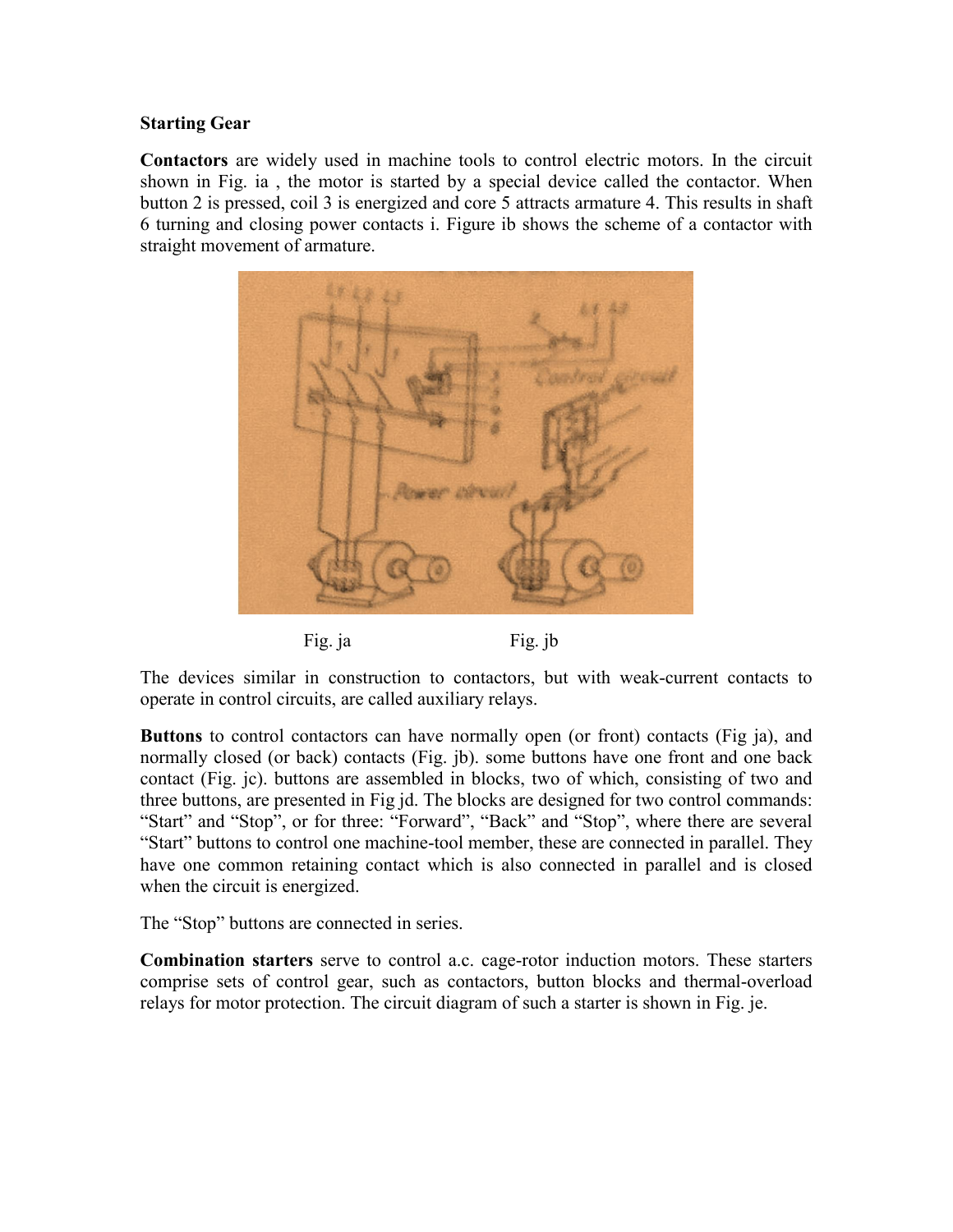**Starting Gear**

**Contactors** are widely used in machine tools to control electric motors. In the circuit shown in Fig. ia , the motor is started by a special device called the contactor. When button 2 is pressed, coil 3 is energized and core 5 attracts armature 4. This results in shaft 6 turning and closing power contacts i. Figure ib shows the scheme of a contactor with straight movement of armature.

Fig. ja Fig. jb

The devices similar in construction to contactors, but with weak-current contacts to operate in control circuits, are called auxiliary relays.

**Buttons** to control contactors can have normally open (or front) contacts (Fig ja), and normally closed (or back) contacts (Fig. jb). some buttons have one front and one back contact (Fig. jc). buttons are assembled in blocks, two of which, consisting of two and three buttons, are presented in Fig jd. The blocks are designed for two control commands: "Start" and "Stop", or for three: "Forward", "Back" and "Stop", where there are several "Start" buttons to control one machine-tool member, these are connected in parallel. They have one common retaining contact which is also connected in parallel and is closed when the circuit is energized.

The "Stop" buttons are connected in series.

**Combination starters** serve to control a.c. cage-rotor induction motors. These starters comprise sets of control gear, such as contactors, button blocks and thermal-overload relays for motor protection. The circuit diagram of such a starter is shown in Fig. je.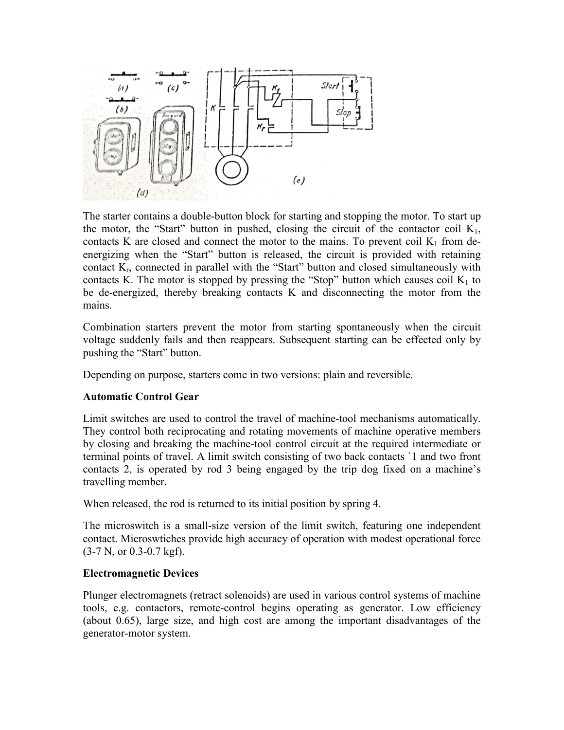The starter contains a double-button block for starting and stopping the motor. To start up the motor, the "Start" button in pushed, closing the circuit of the contactor coil $K_1$, contacts K are closed and connect the motor to the mains. To prevent coil $K_1$ from de-energizing when the "Start" button is released, the circuit is provided with retaining contact $K_r$, connected in parallel with the "Start" button and closed simultaneously with contacts K. The motor is stopped by pressing the "Stop" button which causes coil $K_1$ to be de-energized, thereby breaking contacts K and disconnecting the motor from the mains.

Combination starters prevent the motor from starting spontaneously when the circuit voltage suddenly fails and then reappears. Subsequent starting can be effected only by pushing the "Start" button.

Depending on purpose, starters come in two versions: plain and reversible.

**Automatic Control Gear**

Limit switches are used to control the travel of machine-tool mechanisms automatically. They control both reciprocating and rotating movements of machine operative members by closing and breaking the machine-tool control circuit at the required intermediate or terminal points of travel. A limit switch consisting of two back contacts `1 and two front contacts 2, is operated by rod 3 being engaged by the trip dog fixed on a machine's travelling member.

When released, the rod is returned to its initial position by spring 4.

The microswitch is a small-size version of the limit switch, featuring one independent contact. Microswtiches provide high accuracy of operation with modest operational force (3-7 N, or 0.3-0.7 kgf).

**Electromagnetic Devices**

Plunger electromagnets (retract solenoids) are used in various control systems of machine tools, e.g. contactors, remote-control begins operating as generator. Low efficiency (about 0.65), large size, and high cost are among the important disadvantages of the generator-motor system.